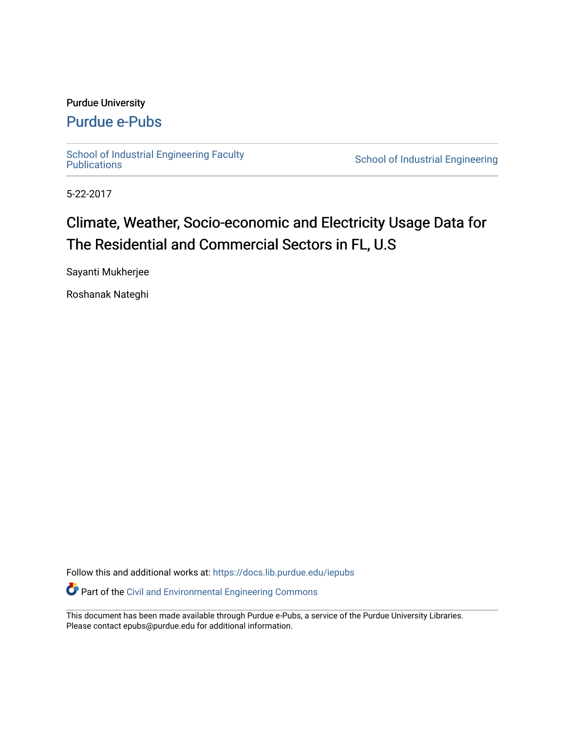Purdue University

# Purdue e-Pubs

School of Industrial Engineering Faculty Publications | School of Industrial Engineering

5-22-2017

# Climate, Weather, Socio-economic and Electricity Usage Data for The Residential and Commercial Sectors in FL, U.S

Sayanti Mukherjee

Roshanak Nateghi

Follow this and additional works at: https://docs.lib.purdue.edu/iepubs

Part of the Civil and Environmental Engineering Commons

This document has been made available through Purdue e-Pubs, a service of the Purdue University Libraries. Please contact epubs@purdue.edu for additional information.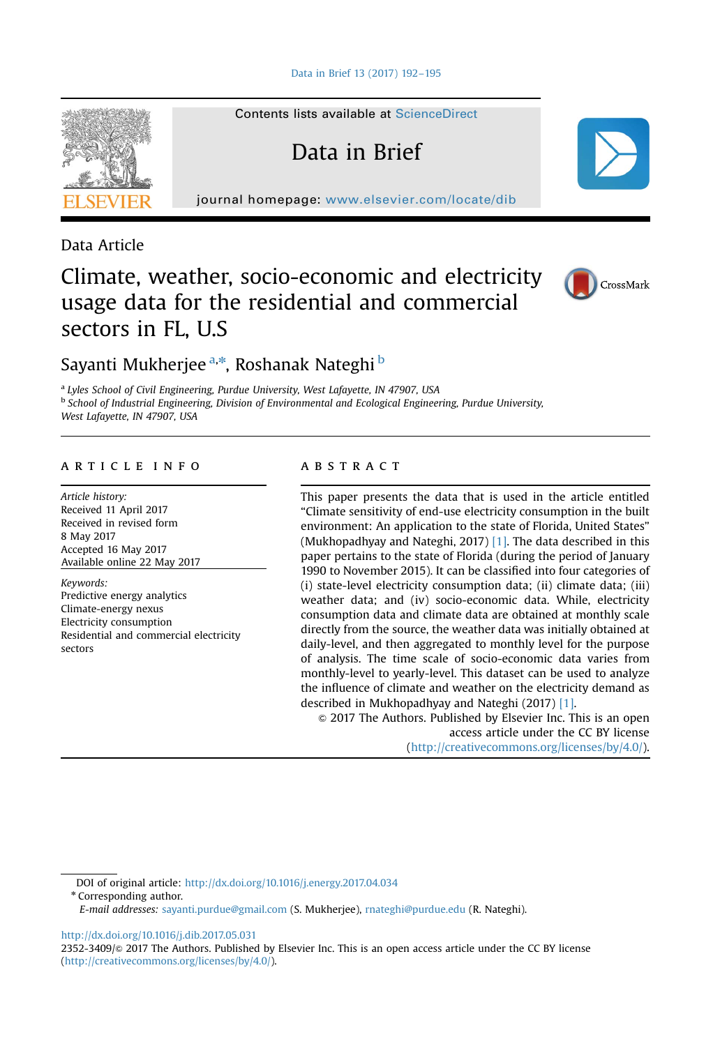Data Article

# Climate, weather, socio-economic and electricity usage data for the residential and commercial sectors in FL, U.S

Sayanti Mukherjee [a,*], Roshanak Nateghi [b]

[a] Lyles School of Civil Engineering, Purdue University, West Lafayette, IN 47907, USA

[b] School of Industrial Engineering, Division of Environmental and Ecological Engineering, Purdue University, West Lafayette, IN 47907, USA

## ARTICLE INFO

*Article history:*
Received 11 April 2017
Received in revised form
8 May 2017
Accepted 16 May 2017
Available online 22 May 2017

*Keywords:*
Predictive energy analytics
Climate-energy nexus
Electricity consumption
Residential and commercial electricity sectors

## ABSTRACT

This paper presents the data that is used in the article entitled "Climate sensitivity of end-use electricity consumption in the built environment: An application to the state of Florida, United States" (Mukhopadhyay and Nateghi, 2017) [1]. The data described in this paper pertains to the state of Florida (during the period of January 1990 to November 2015). It can be classified into four categories of (i) state-level electricity consumption data; (ii) climate data; (iii) weather data; and (iv) socio-economic data. While, electricity consumption data and climate data are obtained at monthly scale directly from the source, the weather data was initially obtained at daily-level, and then aggregated to monthly level for the purpose of analysis. The time scale of socio-economic data varies from monthly-level to yearly-level. This dataset can be used to analyze the influence of climate and weather on the electricity demand as described in Mukhopadhyay and Nateghi (2017) [1].

© 2017 The Authors. Published by Elsevier Inc. This is an open access article under the CC BY license (http://creativecommons.org/licenses/by/4.0/).

DOI of original article: http://dx.doi.org/10.1016/j.energy.2017.04.034

\* Corresponding author.

*E-mail addresses:* sayanti.purdue@gmail.com (S. Mukherjee), rnateghi@purdue.edu (R. Nateghi).

http://dx.doi.org/10.1016/j.dib.2017.05.031

2352-3409/© 2017 The Authors. Published by Elsevier Inc. This is an open access article under the CC BY license (http://creativecommons.org/licenses/by/4.0/).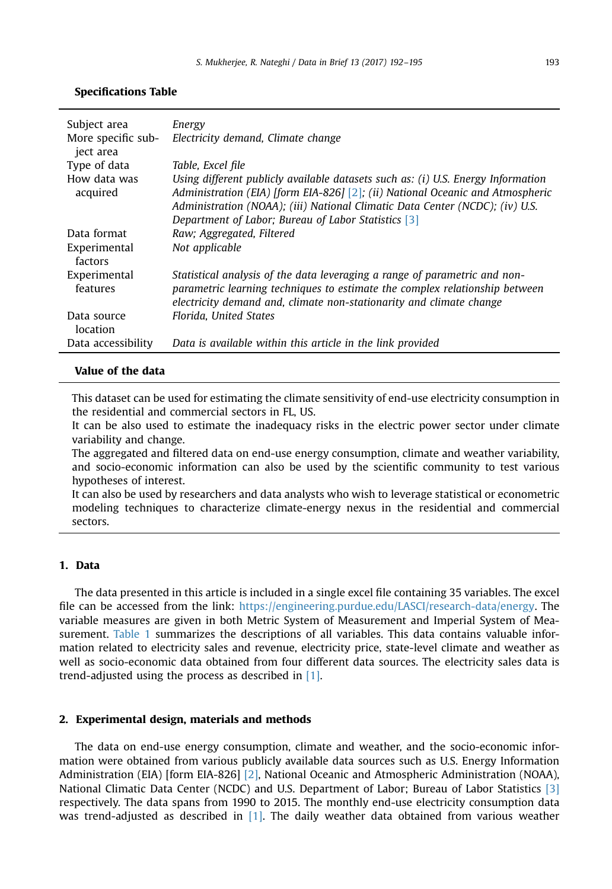**Specifications Table**

| | |
|---|---|
| Subject area | *Energy* |
| More specific subject area | *Electricity demand, Climate change* |
| Type of data | *Table, Excel file* |
| How data was acquired | *Using different publicly available datasets such as: (i) U.S. Energy Information Administration (EIA) [form EIA-826] [2]; (ii) National Oceanic and Atmospheric Administration (NOAA); (iii) National Climatic Data Center (NCDC); (iv) U.S. Department of Labor; Bureau of Labor Statistics [3]* |
| Data format | *Raw; Aggregated, Filtered* |
| Experimental factors | *Not applicable* |
| Experimental features | *Statistical analysis of the data leveraging a range of parametric and non-parametric learning techniques to estimate the complex relationship between electricity demand and, climate non-stationarity and climate change* |
| Data source location | *Florida, United States* |
| Data accessibility | *Data is available within this article in the link provided* |

**Value of the data**

This dataset can be used for estimating the climate sensitivity of end-use electricity consumption in the residential and commercial sectors in FL, US.

It can be also used to estimate the inadequacy risks in the electric power sector under climate variability and change.

The aggregated and filtered data on end-use energy consumption, climate and weather variability, and socio-economic information can also be used by the scientific community to test various hypotheses of interest.

It can also be used by researchers and data analysts who wish to leverage statistical or econometric modeling techniques to characterize climate-energy nexus in the residential and commercial sectors.

## 1. Data

The data presented in this article is included in a single excel file containing 35 variables. The excel file can be accessed from the link: https://engineering.purdue.edu/LASCI/research-data/energy. The variable measures are given in both Metric System of Measurement and Imperial System of Measurement. Table 1 summarizes the descriptions of all variables. This data contains valuable information related to electricity sales and revenue, electricity price, state-level climate and weather as well as socio-economic data obtained from four different data sources. The electricity sales data is trend-adjusted using the process as described in [1].

## 2. Experimental design, materials and methods

The data on end-use energy consumption, climate and weather, and the socio-economic information were obtained from various publicly available data sources such as U.S. Energy Information Administration (EIA) [form EIA-826] [2], National Oceanic and Atmospheric Administration (NOAA), National Climatic Data Center (NCDC) and U.S. Department of Labor; Bureau of Labor Statistics [3] respectively. The data spans from 1990 to 2015. The monthly end-use electricity consumption data was trend-adjusted as described in [1]. The daily weather data obtained from various weather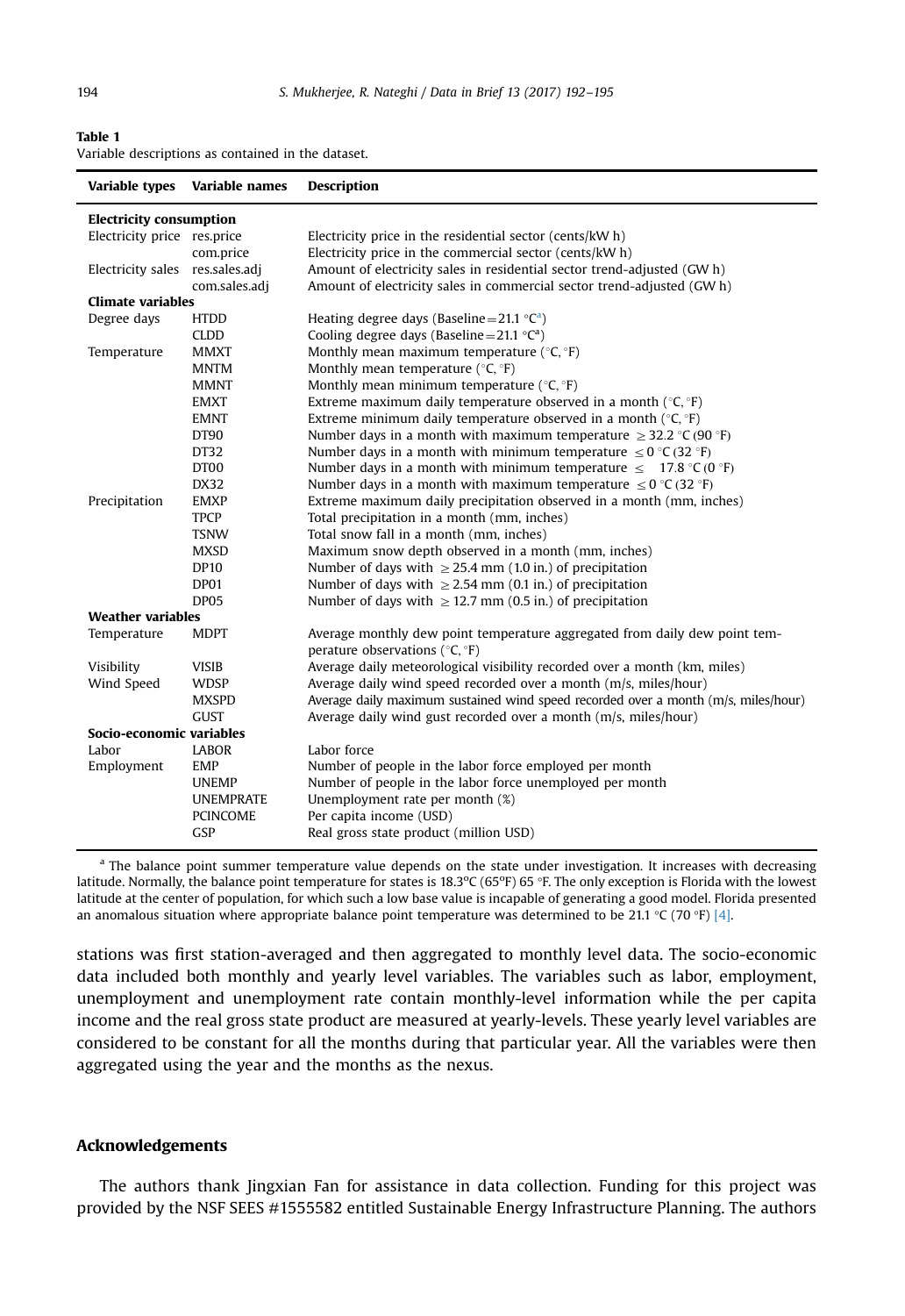**Table 1**
Variable descriptions as contained in the dataset.

| Variable types | Variable names | Description |
|---|---|---|
| **Electricity consumption** | | |
| Electricity price | res.price | Electricity price in the residential sector (cents/kW h) |
| | com.price | Electricity price in the commercial sector (cents/kW h) |
| Electricity sales | res.sales.adj | Amount of electricity sales in residential sector trend-adjusted (GW h) |
| | com.sales.adj | Amount of electricity sales in commercial sector trend-adjusted (GW h) |
| **Climate variables** | | |
| Degree days | HTDD | Heating degree days (Baseline = 21.1 °C[a]) |
| | CLDD | Cooling degree days (Baseline = 21.1 °C[a]) |
| Temperature | MMXT | Monthly mean maximum temperature (°C, °F) |
| | MNTM | Monthly mean temperature (°C, °F) |
| | MMNT | Monthly mean minimum temperature (°C, °F) |
| | EMXT | Extreme maximum daily temperature observed in a month (°C, °F) |
| | EMNT | Extreme minimum daily temperature observed in a month (°C, °F) |
| | DT90 | Number days in a month with maximum temperature $\geq$ 32.2 °C (90 °F) |
| | DT32 | Number days in a month with minimum temperature $\leq$ 0 °C (32 °F) |
| | DT00 | Number days in a month with minimum temperature $\leq$ 17.8 °C (0 °F) |
| | DX32 | Number days in a month with maximum temperature $\leq$ 0 °C (32 °F) |
| Precipitation | EMXP | Extreme maximum daily precipitation observed in a month (mm, inches) |
| | TPCP | Total precipitation in a month (mm, inches) |
| | TSNW | Total snow fall in a month (mm, inches) |
| | MXSD | Maximum snow depth observed in a month (mm, inches) |
| | DP10 | Number of days with $\geq$ 25.4 mm (1.0 in.) of precipitation |
| | DP01 | Number of days with $\geq$ 2.54 mm (0.1 in.) of precipitation |
| | DP05 | Number of days with $\geq$ 12.7 mm (0.5 in.) of precipitation |
| **Weather variables** | | |
| Temperature | MDPT | Average monthly dew point temperature aggregated from daily dew point temperature observations (°C, °F) |
| Visibility | VISIB | Average daily meteorological visibility recorded over a month (km, miles) |
| Wind Speed | WDSP | Average daily wind speed recorded over a month (m/s, miles/hour) |
| | MXSPD | Average daily maximum sustained wind speed recorded over a month (m/s, miles/hour) |
| | GUST | Average daily wind gust recorded over a month (m/s, miles/hour) |
| **Socio-economic variables** | | |
| Labor | LABOR | Labor force |
| Employment | EMP | Number of people in the labor force employed per month |
| | UNEMP | Number of people in the labor force unemployed per month |
| | UNEMPRATE | Unemployment rate per month (%) |
| | PCINCOME | Per capita income (USD) |
| | GSP | Real gross state product (million USD) |

[a] The balance point summer temperature value depends on the state under investigation. It increases with decreasing latitude. Normally, the balance point temperature for states is 18.3°C (65°F) 65 °F. The only exception is Florida with the lowest latitude at the center of population, for which such a low base value is incapable of generating a good model. Florida presented an anomalous situation where appropriate balance point temperature was determined to be 21.1 °C (70 °F) [4].

stations was first station-averaged and then aggregated to monthly level data. The socio-economic data included both monthly and yearly level variables. The variables such as labor, employment, unemployment and unemployment rate contain monthly-level information while the per capita income and the real gross state product are measured at yearly-levels. These yearly level variables are considered to be constant for all the months during that particular year. All the variables were then aggregated using the year and the months as the nexus.

## Acknowledgements

The authors thank Jingxian Fan for assistance in data collection. Funding for this project was provided by the NSF SEES #1555582 entitled Sustainable Energy Infrastructure Planning. The authors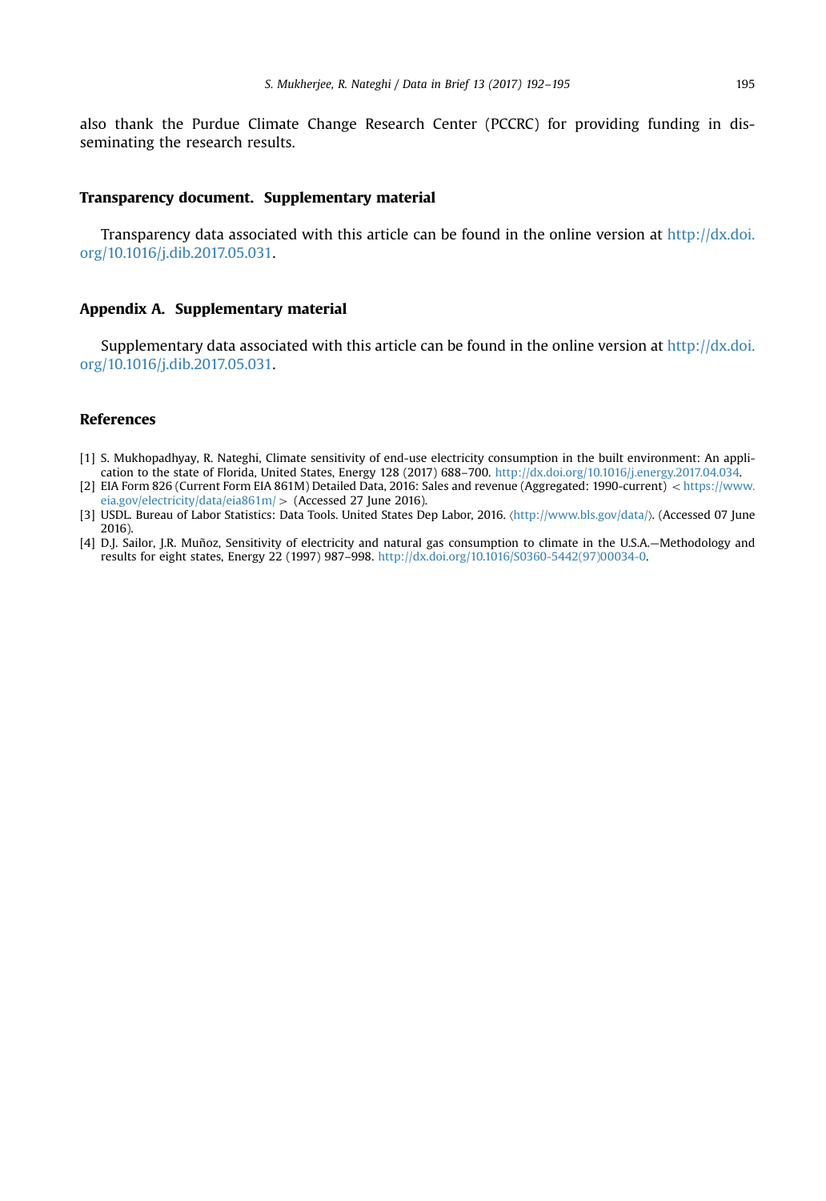also thank the Purdue Climate Change Research Center (PCCRC) for providing funding in disseminating the research results.

## Transparency document. Supplementary material

Transparency data associated with this article can be found in the online version at http://dx.doi.org/10.1016/j.dib.2017.05.031.

## Appendix A. Supplementary material

Supplementary data associated with this article can be found in the online version at http://dx.doi.org/10.1016/j.dib.2017.05.031.

## References

[1] S. Mukhopadhyay, R. Nateghi, Climate sensitivity of end-use electricity consumption in the built environment: An application to the state of Florida, United States, Energy 128 (2017) 688–700. http://dx.doi.org/10.1016/j.energy.2017.04.034.

[2] EIA Form 826 (Current Form EIA 861M) Detailed Data, 2016: Sales and revenue (Aggregated: 1990-current) < https://www.eia.gov/electricity/data/eia861m/ > (Accessed 27 June 2016).

[3] USDL. Bureau of Labor Statistics: Data Tools. United States Dep Labor, 2016. ⟨http://www.bls.gov/data/⟩. (Accessed 07 June 2016).

[4] D.J. Sailor, J.R. Muñoz, Sensitivity of electricity and natural gas consumption to climate in the U.S.A.—Methodology and results for eight states, Energy 22 (1997) 987–998. http://dx.doi.org/10.1016/S0360-5442(97)00034-0.